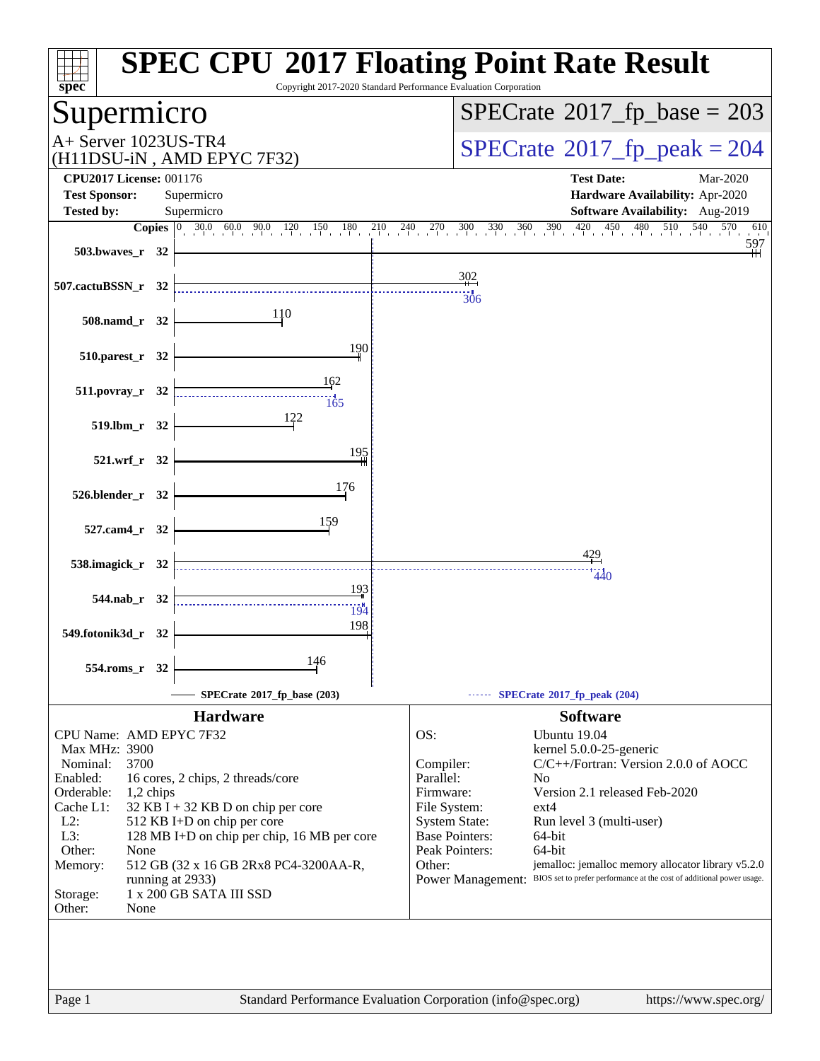# SPEC CPU 2017 Floating Point Rate Result

Copyright 2017-2020 Standard Performance Evaluation Corporation

## Supermicro

A+ Server 1023US-TR4
(H11DSU-iN , AMD EPYC 7F32)

**SPECrate 2017_fp_base = 203**

**SPECrate 2017_fp_peak = 204**

**CPU2017 License:** 001176
**Test Sponsor:** Supermicro
**Tested by:** Supermicro

**Test Date:** Mar-2020
**Hardware Availability:** Apr-2020
**Software Availability:** Aug-2019

| Benchmark | Copies | Base | Peak |
|---|---|---|---|
| 503.bwaves_r | 32 | 597 | |
| 507.cactuBSSN_r | 32 | 302 | 306 |
| 508.namd_r | 32 | 110 | |
| 510.parest_r | 32 | 190 | |
| 511.povray_r | 32 | 162 | 165 |
| 519.lbm_r | 32 | 122 | |
| 521.wrf_r | 32 | 195 | |
| 526.blender_r | 32 | 176 | |
| 527.cam4_r | 32 | 159 | |
| 538.imagick_r | 32 | 429 | 440 |
| 544.nab_r | 32 | 193 | 194 |
| 549.fotonik3d_r | 32 | 198 | |
| 554.roms_r | 32 | 146 | |

SPECrate 2017_fp_base (203) — SPECrate 2017_fp_peak (204)

### Hardware

- CPU Name: AMD EPYC 7F32
- Max MHz: 3900
- Nominal: 3700
- Enabled: 16 cores, 2 chips, 2 threads/core
- Orderable: 1,2 chips
- Cache L1: 32 KB I + 32 KB D on chip per core
- L2: 512 KB I+D on chip per core
- L3: 128 MB I+D on chip per chip, 16 MB per core
- Other: None
- Memory: 512 GB (32 x 16 GB 2Rx8 PC4-3200AA-R, running at 2933)
- Storage: 1 x 200 GB SATA III SSD
- Other: None

### Software

- OS: Ubuntu 19.04, kernel 5.0.0-25-generic
- Compiler: C/C++/Fortran: Version 2.0.0 of AOCC
- Parallel: No
- Firmware: Version 2.1 released Feb-2020
- File System: ext4
- System State: Run level 3 (multi-user)
- Base Pointers: 64-bit
- Peak Pointers: 64-bit
- Other: jemalloc: jemalloc memory allocator library v5.2.0
- Power Management: BIOS set to prefer performance at the cost of additional power usage.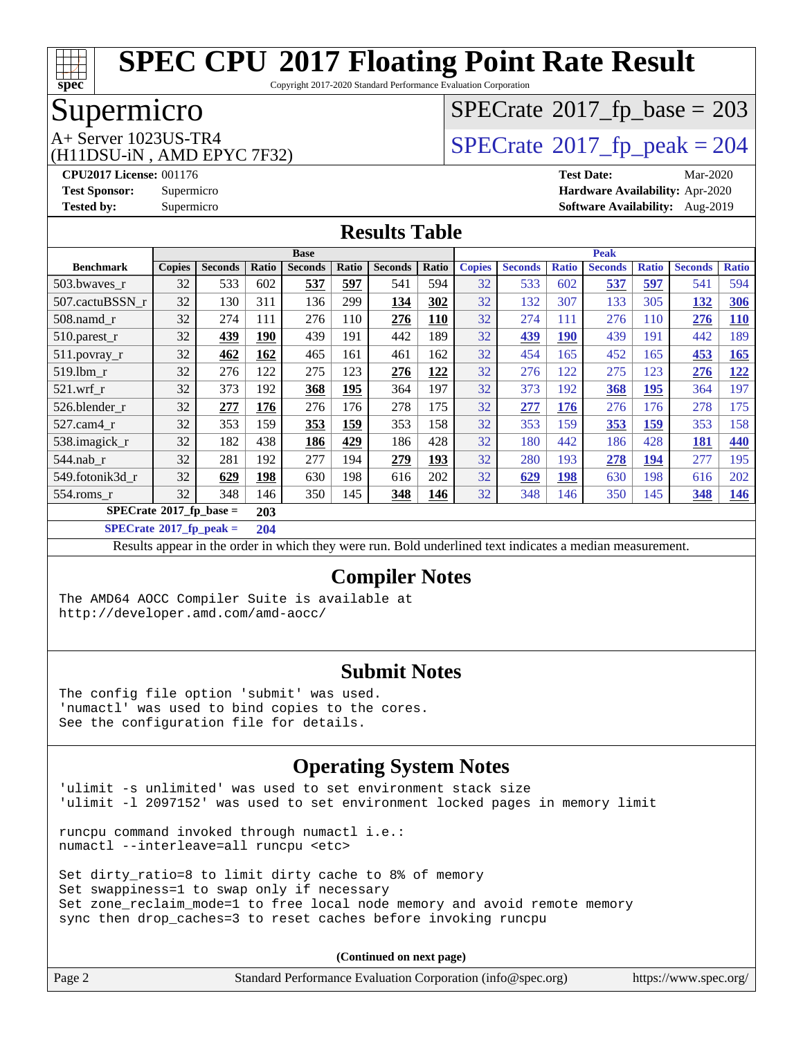# SPEC CPU 2017 Floating Point Rate Result

Copyright 2017-2020 Standard Performance Evaluation Corporation

## Supermicro

A+ Server 1023US-TR4
(H11DSU-iN , AMD EPYC 7F32)

SPECrate 2017_fp_base = 203

SPECrate 2017_fp_peak = 204

**CPU2017 License:** 001176
**Test Sponsor:** Supermicro
**Tested by:** Supermicro

**Test Date:** Mar-2020
**Hardware Availability:** Apr-2020
**Software Availability:** Aug-2019

## Results Table

| Benchmark | Base | | | | | | | Peak | | | | | | |
|---|---|---|---|---|---|---|---|---|---|---|---|---|---|---|
| | Copies | Seconds | Ratio | Seconds | Ratio | Seconds | Ratio | Copies | Seconds | Ratio | Seconds | Ratio | Seconds | Ratio |
| 503.bwaves_r | 32 | 533 | 602 | **537** | **597** | 541 | 594 | 32 | 533 | 602 | **537** | **597** | 541 | 594 |
| 507.cactuBSSN_r | 32 | 130 | 311 | 136 | 299 | **134** | **302** | 32 | 132 | 307 | 133 | 305 | **132** | **306** |
| 508.namd_r | 32 | 274 | 111 | 276 | 110 | **276** | **110** | 32 | 274 | 111 | 276 | 110 | **276** | **110** |
| 510.parest_r | 32 | **439** | **190** | 439 | 191 | 442 | 189 | 32 | **439** | **190** | 439 | 191 | 442 | 189 |
| 511.povray_r | 32 | **462** | **162** | 465 | 161 | 461 | 162 | 32 | 454 | 165 | 452 | 165 | **453** | **165** |
| 519.lbm_r | 32 | 276 | 122 | 275 | 123 | **276** | **122** | 32 | 276 | 122 | 275 | 123 | **276** | **122** |
| 521.wrf_r | 32 | 373 | 192 | **368** | **195** | 364 | 197 | 32 | 373 | 192 | **368** | **195** | 364 | 197 |
| 526.blender_r | 32 | **277** | **176** | 276 | 176 | 278 | 175 | 32 | **277** | **176** | 276 | 176 | 278 | 175 |
| 527.cam4_r | 32 | 353 | 159 | **353** | **159** | 353 | 158 | 32 | 353 | 159 | **353** | **159** | 353 | 158 |
| 538.imagick_r | 32 | 182 | 438 | **186** | **429** | 186 | 428 | 32 | 180 | 442 | 186 | 428 | **181** | **440** |
| 544.nab_r | 32 | 281 | 192 | 277 | 194 | **279** | **193** | 32 | 280 | 193 | **278** | **194** | 277 | 195 |
| 549.fotonik3d_r | 32 | **629** | **198** | 630 | 198 | 616 | 202 | 32 | **629** | **198** | 630 | 198 | 616 | 202 |
| 554.roms_r | 32 | 348 | 146 | 350 | 145 | **348** | **146** | 32 | 348 | 146 | 350 | 145 | **348** | **146** |

**SPECrate 2017_fp_base = 203**

**SPECrate 2017_fp_peak = 204**

Results appear in the order in which they were run. Bold underlined text indicates a median measurement.

## Compiler Notes

```
The AMD64 AOCC Compiler Suite is available at
http://developer.amd.com/amd-aocc/
```

## Submit Notes

```
The config file option 'submit' was used.
'numactl' was used to bind copies to the cores.
See the configuration file for details.
```

## Operating System Notes

```
'ulimit -s unlimited' was used to set environment stack size
'ulimit -l 2097152' was used to set environment locked pages in memory limit

runcpu command invoked through numactl i.e.:
numactl --interleave=all runcpu <etc>

Set dirty_ratio=8 to limit dirty cache to 8% of memory
Set swappiness=1 to swap only if necessary
Set zone_reclaim_mode=1 to free local node memory and avoid remote memory
sync then drop_caches=3 to reset caches before invoking runcpu
```

(Continued on next page)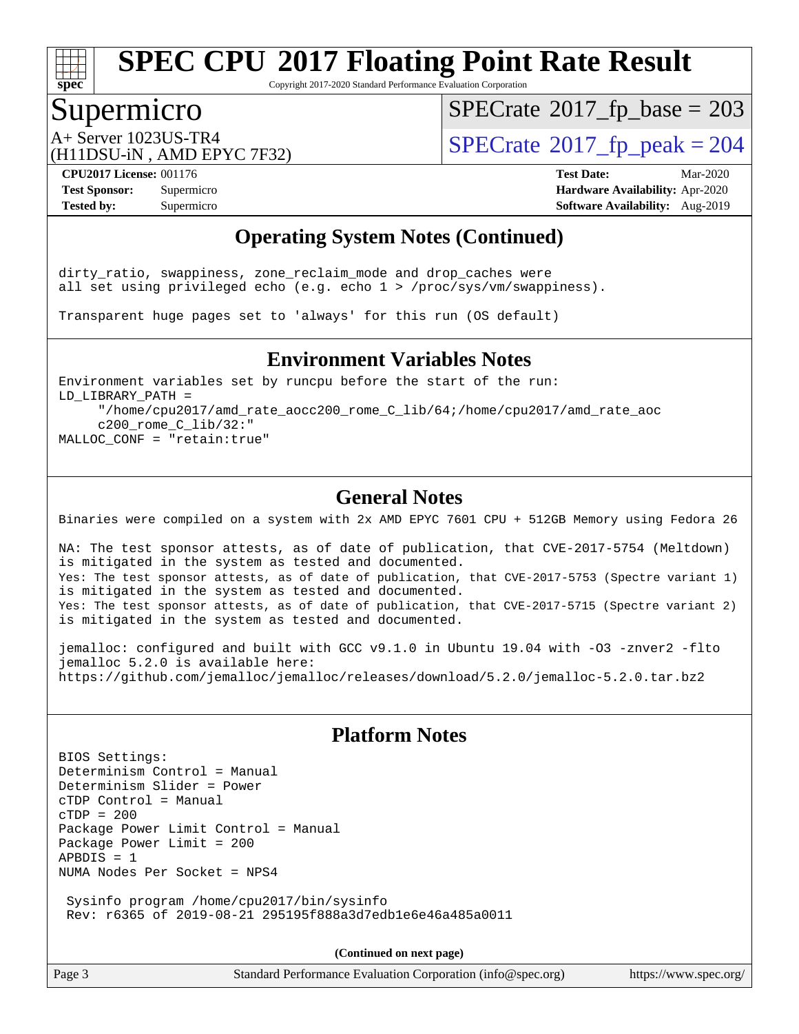# SPEC CPU 2017 Floating Point Rate Result

Copyright 2017-2020 Standard Performance Evaluation Corporation

## Supermicro

A+ Server 1023US-TR4
(H11DSU-iN , AMD EPYC 7F32)

SPECrate 2017_fp_base = 203

SPECrate 2017_fp_peak = 204

**CPU2017 License:** 001176
**Test Sponsor:** Supermicro
**Tested by:** Supermicro

**Test Date:** Mar-2020
**Hardware Availability:** Apr-2020
**Software Availability:** Aug-2019

## Operating System Notes (Continued)

```
dirty_ratio, swappiness, zone_reclaim_mode and drop_caches were
all set using privileged echo (e.g. echo 1 > /proc/sys/vm/swappiness).

Transparent huge pages set to 'always' for this run (OS default)
```

## Environment Variables Notes

```
Environment variables set by runcpu before the start of the run:
LD_LIBRARY_PATH =
     "/home/cpu2017/amd_rate_aocc200_rome_C_lib/64;/home/cpu2017/amd_rate_aoc
     c200_rome_C_lib/32:"
MALLOC_CONF = "retain:true"
```

## General Notes

```
Binaries were compiled on a system with 2x AMD EPYC 7601 CPU + 512GB Memory using Fedora 26

NA: The test sponsor attests, as of date of publication, that CVE-2017-5754 (Meltdown)
is mitigated in the system as tested and documented.
Yes: The test sponsor attests, as of date of publication, that CVE-2017-5753 (Spectre variant 1)
is mitigated in the system as tested and documented.
Yes: The test sponsor attests, as of date of publication, that CVE-2017-5715 (Spectre variant 2)
is mitigated in the system as tested and documented.

jemalloc: configured and built with GCC v9.1.0 in Ubuntu 19.04 with -O3 -znver2 -flto
jemalloc 5.2.0 is available here:
https://github.com/jemalloc/jemalloc/releases/download/5.2.0/jemalloc-5.2.0.tar.bz2
```

## Platform Notes

```
BIOS Settings:
Determinism Control = Manual
Determinism Slider = Power
cTDP Control = Manual
cTDP = 200
Package Power Limit Control = Manual
Package Power Limit = 200
APBDIS = 1
NUMA Nodes Per Socket = NPS4

 Sysinfo program /home/cpu2017/bin/sysinfo
 Rev: r6365 of 2019-08-21 295195f888a3d7edb1e6e46a485a0011
```

**(Continued on next page)**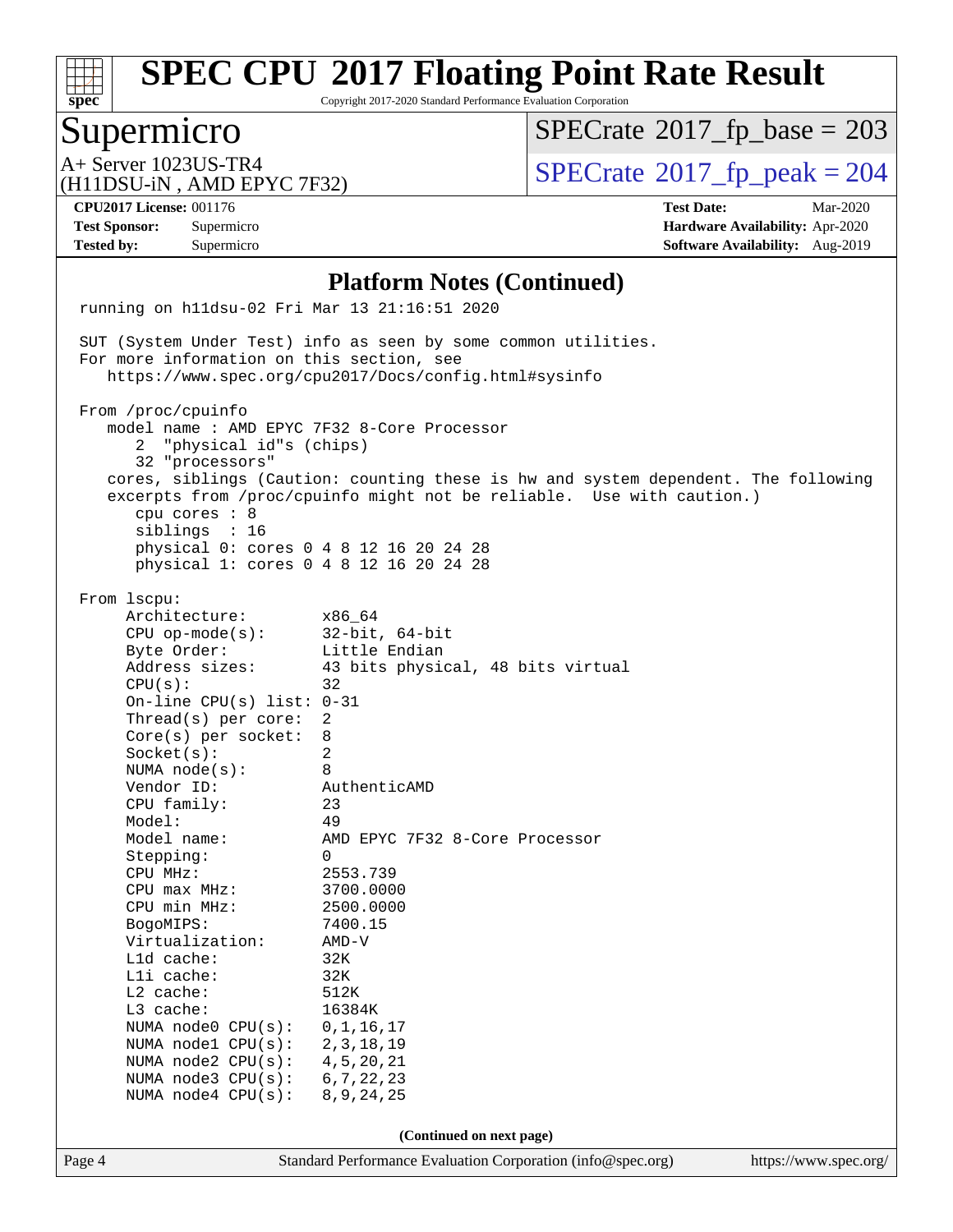# SPEC CPU 2017 Floating Point Rate Result

Copyright 2017-2020 Standard Performance Evaluation Corporation

## Supermicro

A+ Server 1023US-TR4
(H11DSU-iN , AMD EPYC 7F32)

SPECrate 2017_fp_base = 203

SPECrate 2017_fp_peak = 204

**CPU2017 License:** 001176
**Test Sponsor:** Supermicro
**Tested by:** Supermicro

**Test Date:** Mar-2020
**Hardware Availability:** Apr-2020
**Software Availability:** Aug-2019

### Platform Notes (Continued)

```
running on h11dsu-02 Fri Mar 13 21:16:51 2020

SUT (System Under Test) info as seen by some common utilities.
For more information on this section, see
   https://www.spec.org/cpu2017/Docs/config.html#sysinfo

From /proc/cpuinfo
   model name : AMD EPYC 7F32 8-Core Processor
      2  "physical id"s (chips)
      32 "processors"
   cores, siblings (Caution: counting these is hw and system dependent. The following
   excerpts from /proc/cpuinfo might not be reliable.  Use with caution.)
      cpu cores : 8
      siblings  : 16
      physical 0: cores 0 4 8 12 16 20 24 28
      physical 1: cores 0 4 8 12 16 20 24 28

From lscpu:
     Architecture:        x86_64
     CPU op-mode(s):      32-bit, 64-bit
     Byte Order:          Little Endian
     Address sizes:       43 bits physical, 48 bits virtual
     CPU(s):              32
     On-line CPU(s) list: 0-31
     Thread(s) per core:  2
     Core(s) per socket:  8
     Socket(s):           2
     NUMA node(s):        8
     Vendor ID:           AuthenticAMD
     CPU family:          23
     Model:               49
     Model name:          AMD EPYC 7F32 8-Core Processor
     Stepping:            0
     CPU MHz:             2553.739
     CPU max MHz:         3700.0000
     CPU min MHz:         2500.0000
     BogoMIPS:            7400.15
     Virtualization:      AMD-V
     L1d cache:           32K
     L1i cache:           32K
     L2 cache:            512K
     L3 cache:            16384K
     NUMA node0 CPU(s):   0,1,16,17
     NUMA node1 CPU(s):   2,3,18,19
     NUMA node2 CPU(s):   4,5,20,21
     NUMA node3 CPU(s):   6,7,22,23
     NUMA node4 CPU(s):   8,9,24,25
```

(Continued on next page)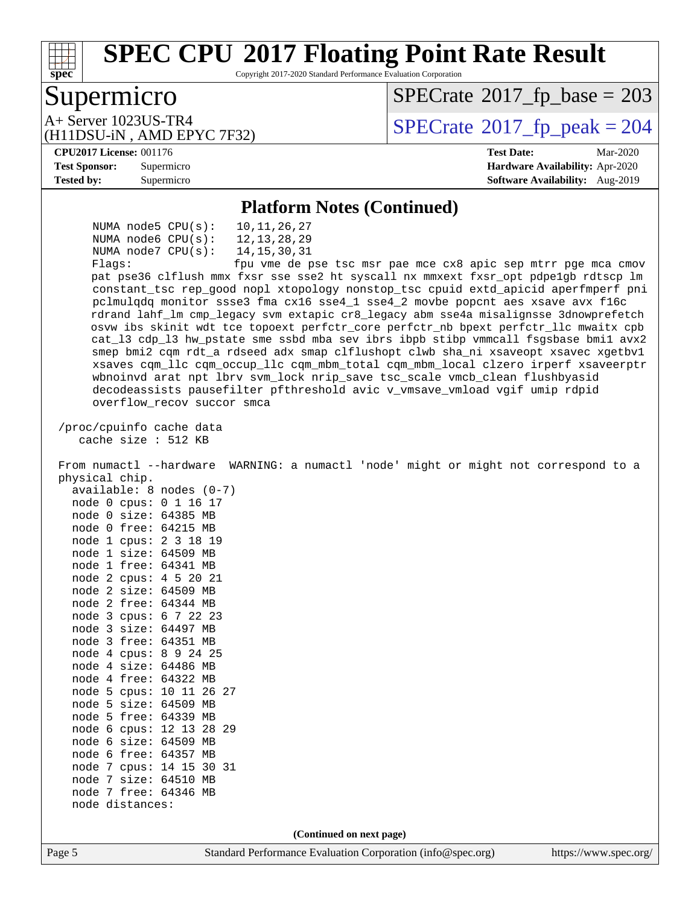## Platform Notes (Continued)

```
      NUMA node5 CPU(s):    10,11,26,27
      NUMA node6 CPU(s):    12,13,28,29
      NUMA node7 CPU(s):    14,15,30,31
      Flags:                fpu vme de pse tsc msr pae mce cx8 apic sep mtrr pge mca cmov
      pat pse36 clflush mmx fxsr sse sse2 ht syscall nx mmxext fxsr_opt pdpe1gb rdtscp lm
      constant_tsc rep_good nopl xtopology nonstop_tsc cpuid extd_apicid aperfmperf pni
      pclmulqdq monitor ssse3 fma cx16 sse4_1 sse4_2 movbe popcnt aes xsave avx f16c
      rdrand lahf_lm cmp_legacy svm extapic cr8_legacy abm sse4a misalignsse 3dnowprefetch
      osvw ibs skinit wdt tce topoext perfctr_core perfctr_nb bpext perfctr_llc mwaitx cpb
      cat_l3 cdp_l3 hw_pstate sme ssbd mba sev ibrs ibpb stibp vmmcall fsgsbase bmi1 avx2
      smep bmi2 cqm rdt_a rdseed adx smap clflushopt clwb sha_ni xsaveopt xsavec xgetbv1
      xsaves cqm_llc cqm_occup_llc cqm_mbm_total cqm_mbm_local clzero irperf xsaveerptr
      wbnoinvd arat npt lbrv svm_lock nrip_save tsc_scale vmcb_clean flushbyasid
      decodeassists pausefilter pfthreshold avic v_vmsave_vmload vgif umip rdpid
      overflow_recov succor smca

 /proc/cpuinfo cache data
    cache size : 512 KB

 From numactl --hardware  WARNING: a numactl 'node' might or might not correspond to a
 physical chip.
   available: 8 nodes (0-7)
   node 0 cpus: 0 1 16 17
   node 0 size: 64385 MB
   node 0 free: 64215 MB
   node 1 cpus: 2 3 18 19
   node 1 size: 64509 MB
   node 1 free: 64341 MB
   node 2 cpus: 4 5 20 21
   node 2 size: 64509 MB
   node 2 free: 64344 MB
   node 3 cpus: 6 7 22 23
   node 3 size: 64497 MB
   node 3 free: 64351 MB
   node 4 cpus: 8 9 24 25
   node 4 size: 64486 MB
   node 4 free: 64322 MB
   node 5 cpus: 10 11 26 27
   node 5 size: 64509 MB
   node 5 free: 64339 MB
   node 6 cpus: 12 13 28 29
   node 6 size: 64509 MB
   node 6 free: 64357 MB
   node 7 cpus: 14 15 30 31
   node 7 size: 64510 MB
   node 7 free: 64346 MB
   node distances:
```

(Continued on next page)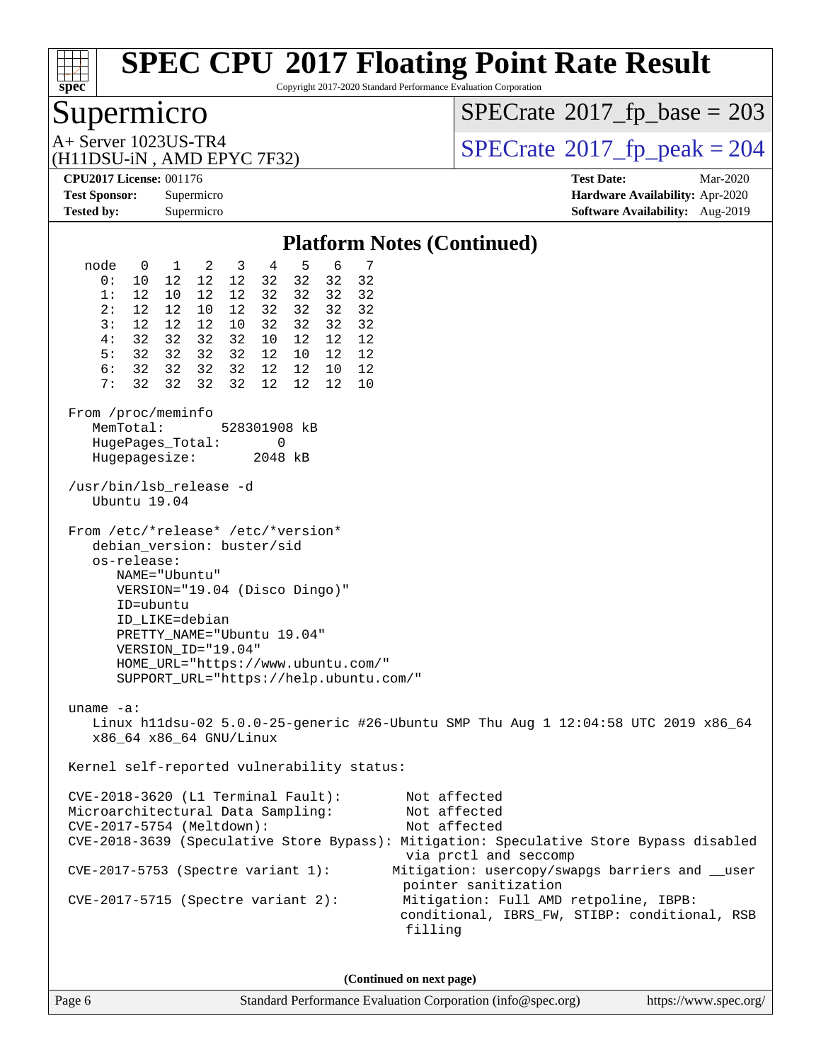# SPEC CPU 2017 Floating Point Rate Result

Copyright 2017-2020 Standard Performance Evaluation Corporation

## Supermicro

A+ Server 1023US-TR4
(H11DSU-iN , AMD EPYC 7F32)

SPECrate 2017_fp_base = 203

SPECrate 2017_fp_peak = 204

**CPU2017 License:** 001176
**Test Sponsor:** Supermicro
**Tested by:** Supermicro

**Test Date:** Mar-2020
**Hardware Availability:** Apr-2020
**Software Availability:** Aug-2019

### Platform Notes (Continued)

```
  node   0   1   2   3   4   5   6   7
    0:  10  12  12  12  32  32  32  32
    1:  12  10  12  12  32  32  32  32
    2:  12  12  10  12  32  32  32  32
    3:  12  12  12  10  32  32  32  32
    4:  32  32  32  32  10  12  12  12
    5:  32  32  32  32  12  10  12  12
    6:  32  32  32  32  12  12  10  12
    7:  32  32  32  32  12  12  12  10

 From /proc/meminfo
    MemTotal:       528301908 kB
    HugePages_Total:       0
    Hugepagesize:       2048 kB

 /usr/bin/lsb_release -d
    Ubuntu 19.04

 From /etc/*release* /etc/*version*
    debian_version: buster/sid
    os-release:
       NAME="Ubuntu"
       VERSION="19.04 (Disco Dingo)"
       ID=ubuntu
       ID_LIKE=debian
       PRETTY_NAME="Ubuntu 19.04"
       VERSION_ID="19.04"
       HOME_URL="https://www.ubuntu.com/"
       SUPPORT_URL="https://help.ubuntu.com/"

 uname -a:
    Linux h11dsu-02 5.0.0-25-generic #26-Ubuntu SMP Thu Aug 1 12:04:58 UTC 2019 x86_64
    x86_64 x86_64 GNU/Linux

 Kernel self-reported vulnerability status:

 CVE-2018-3620 (L1 Terminal Fault):        Not affected
 Microarchitectural Data Sampling:         Not affected
 CVE-2017-5754 (Meltdown):                 Not affected
 CVE-2018-3639 (Speculative Store Bypass): Mitigation: Speculative Store Bypass disabled
                                           via prctl and seccomp
 CVE-2017-5753 (Spectre variant 1):       Mitigation: usercopy/swapgs barriers and __user
                                           pointer sanitization
 CVE-2017-5715 (Spectre variant 2):        Mitigation: Full AMD retpoline, IBPB:
                                          conditional, IBRS_FW, STIBP: conditional, RSB
                                           filling
```

**(Continued on next page)**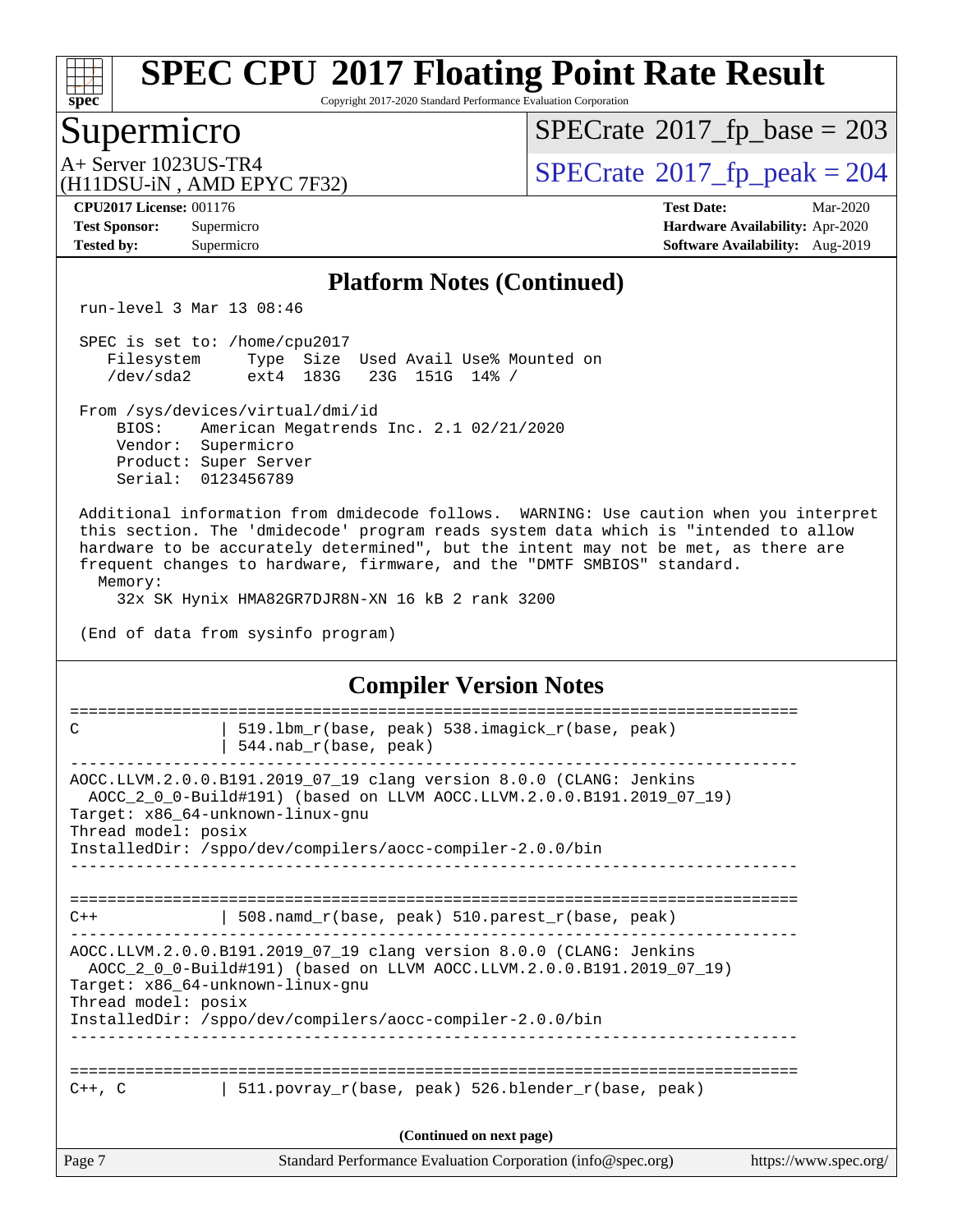# SPEC CPU 2017 Floating Point Rate Result

Copyright 2017-2020 Standard Performance Evaluation Corporation

## Supermicro

A+ Server 1023US-TR4
(H11DSU-iN , AMD EPYC 7F32)

SPECrate 2017_fp_base = 203

SPECrate 2017_fp_peak = 204

**CPU2017 License:** 001176
**Test Sponsor:** Supermicro
**Tested by:** Supermicro

**Test Date:** Mar-2020
**Hardware Availability:** Apr-2020
**Software Availability:** Aug-2019

### Platform Notes (Continued)

```
 run-level 3 Mar 13 08:46

 SPEC is set to: /home/cpu2017
    Filesystem     Type  Size  Used Avail Use% Mounted on
    /dev/sda2      ext4  183G   23G  151G  14% /

 From /sys/devices/virtual/dmi/id
     BIOS:    American Megatrends Inc. 2.1 02/21/2020
     Vendor:  Supermicro
     Product: Super Server
     Serial:  0123456789

 Additional information from dmidecode follows.  WARNING: Use caution when you interpret
 this section. The 'dmidecode' program reads system data which is "intended to allow
 hardware to be accurately determined", but the intent may not be met, as there are
 frequent changes to hardware, firmware, and the "DMTF SMBIOS" standard.
   Memory:
     32x SK Hynix HMA82GR7DJR8N-XN 16 kB 2 rank 3200

 (End of data from sysinfo program)
```

### Compiler Version Notes

```
==============================================================================
C               | 519.lbm_r(base, peak) 538.imagick_r(base, peak)
                | 544.nab_r(base, peak)
------------------------------------------------------------------------------
AOCC.LLVM.2.0.0.B191.2019_07_19 clang version 8.0.0 (CLANG: Jenkins
  AOCC_2_0_0-Build#191) (based on LLVM AOCC.LLVM.2.0.0.B191.2019_07_19)
Target: x86_64-unknown-linux-gnu
Thread model: posix
InstalledDir: /sppo/dev/compilers/aocc-compiler-2.0.0/bin
------------------------------------------------------------------------------

==============================================================================
C++             | 508.namd_r(base, peak) 510.parest_r(base, peak)
------------------------------------------------------------------------------
AOCC.LLVM.2.0.0.B191.2019_07_19 clang version 8.0.0 (CLANG: Jenkins
  AOCC_2_0_0-Build#191) (based on LLVM AOCC.LLVM.2.0.0.B191.2019_07_19)
Target: x86_64-unknown-linux-gnu
Thread model: posix
InstalledDir: /sppo/dev/compilers/aocc-compiler-2.0.0/bin
------------------------------------------------------------------------------

==============================================================================
C++, C          | 511.povray_r(base, peak) 526.blender_r(base, peak)
```

(Continued on next page)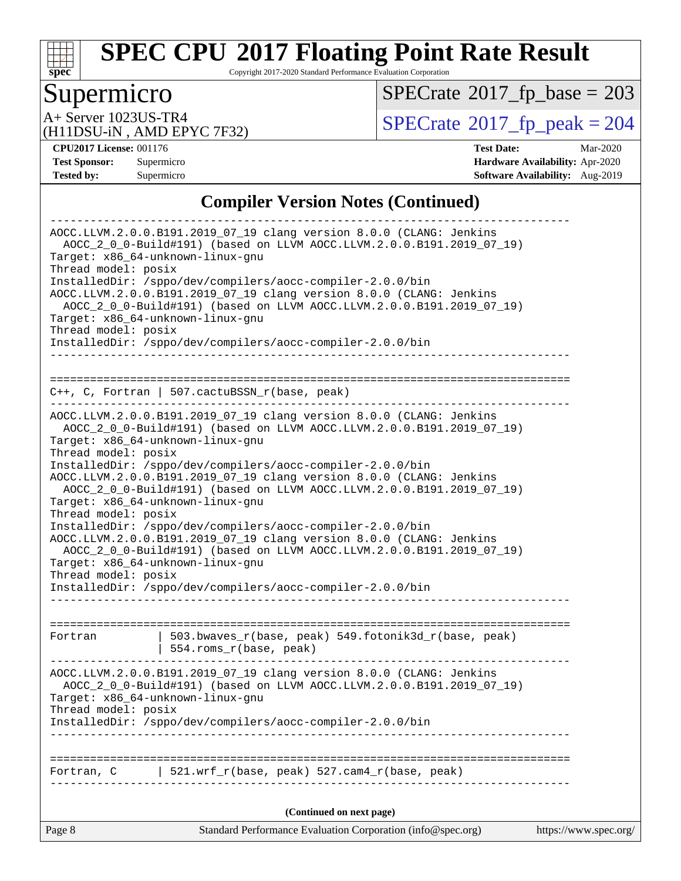# SPEC CPU 2017 Floating Point Rate Result

Copyright 2017-2020 Standard Performance Evaluation Corporation

## Supermicro

A+ Server 1023US-TR4
(H11DSU-iN , AMD EPYC 7F32)

SPECrate 2017_fp_base = 203

SPECrate 2017_fp_peak = 204

**CPU2017 License:** 001176
**Test Sponsor:** Supermicro
**Tested by:** Supermicro

**Test Date:** Mar-2020
**Hardware Availability:** Apr-2020
**Software Availability:** Aug-2019

## Compiler Version Notes (Continued)

```
------------------------------------------------------------------------------
AOCC.LLVM.2.0.0.B191.2019_07_19 clang version 8.0.0 (CLANG: Jenkins
  AOCC_2_0_0-Build#191) (based on LLVM AOCC.LLVM.2.0.0.B191.2019_07_19)
Target: x86_64-unknown-linux-gnu
Thread model: posix
InstalledDir: /sppo/dev/compilers/aocc-compiler-2.0.0/bin
AOCC.LLVM.2.0.0.B191.2019_07_19 clang version 8.0.0 (CLANG: Jenkins
  AOCC_2_0_0-Build#191) (based on LLVM AOCC.LLVM.2.0.0.B191.2019_07_19)
Target: x86_64-unknown-linux-gnu
Thread model: posix
InstalledDir: /sppo/dev/compilers/aocc-compiler-2.0.0/bin
------------------------------------------------------------------------------

==============================================================================
C++, C, Fortran | 507.cactuBSSN_r(base, peak)
------------------------------------------------------------------------------
AOCC.LLVM.2.0.0.B191.2019_07_19 clang version 8.0.0 (CLANG: Jenkins
  AOCC_2_0_0-Build#191) (based on LLVM AOCC.LLVM.2.0.0.B191.2019_07_19)
Target: x86_64-unknown-linux-gnu
Thread model: posix
InstalledDir: /sppo/dev/compilers/aocc-compiler-2.0.0/bin
AOCC.LLVM.2.0.0.B191.2019_07_19 clang version 8.0.0 (CLANG: Jenkins
  AOCC_2_0_0-Build#191) (based on LLVM AOCC.LLVM.2.0.0.B191.2019_07_19)
Target: x86_64-unknown-linux-gnu
Thread model: posix
InstalledDir: /sppo/dev/compilers/aocc-compiler-2.0.0/bin
AOCC.LLVM.2.0.0.B191.2019_07_19 clang version 8.0.0 (CLANG: Jenkins
  AOCC_2_0_0-Build#191) (based on LLVM AOCC.LLVM.2.0.0.B191.2019_07_19)
Target: x86_64-unknown-linux-gnu
Thread model: posix
InstalledDir: /sppo/dev/compilers/aocc-compiler-2.0.0/bin
------------------------------------------------------------------------------

==============================================================================
Fortran         | 503.bwaves_r(base, peak) 549.fotonik3d_r(base, peak)
                | 554.roms_r(base, peak)
------------------------------------------------------------------------------
AOCC.LLVM.2.0.0.B191.2019_07_19 clang version 8.0.0 (CLANG: Jenkins
  AOCC_2_0_0-Build#191) (based on LLVM AOCC.LLVM.2.0.0.B191.2019_07_19)
Target: x86_64-unknown-linux-gnu
Thread model: posix
InstalledDir: /sppo/dev/compilers/aocc-compiler-2.0.0/bin
------------------------------------------------------------------------------

==============================================================================
Fortran, C      | 521.wrf_r(base, peak) 527.cam4_r(base, peak)
------------------------------------------------------------------------------
```

(Continued on next page)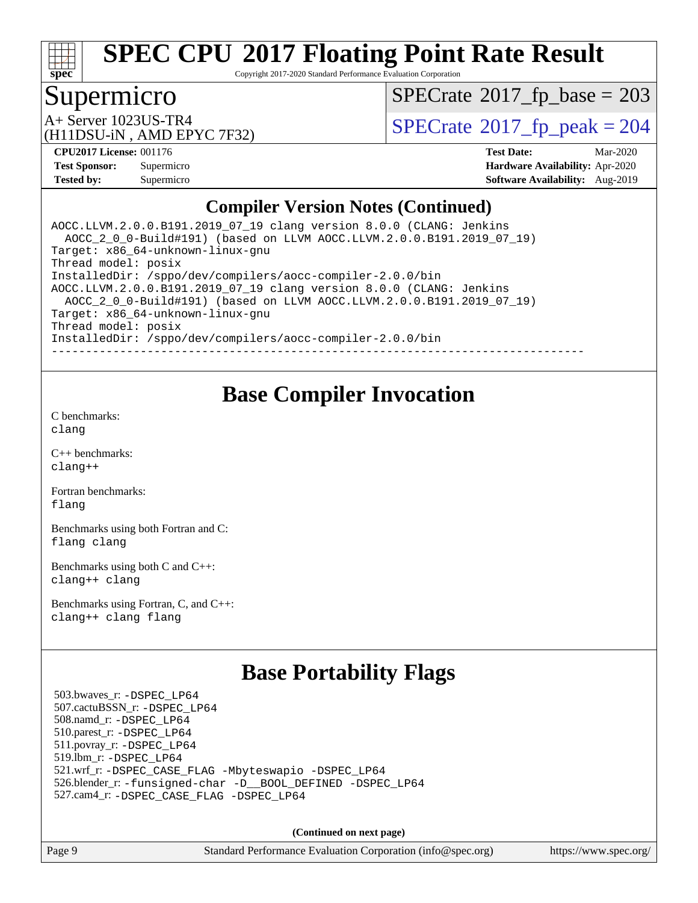# SPEC CPU 2017 Floating Point Rate Result

Copyright 2017-2020 Standard Performance Evaluation Corporation

## Supermicro

A+ Server 1023US-TR4
(H11DSU-iN , AMD EPYC 7F32)

SPECrate 2017_fp_base = 203

SPECrate 2017_fp_peak = 204

**CPU2017 License:** 001176
**Test Sponsor:** Supermicro
**Tested by:** Supermicro

**Test Date:** Mar-2020
**Hardware Availability:** Apr-2020
**Software Availability:** Aug-2019

### Compiler Version Notes (Continued)

```
AOCC.LLVM.2.0.0.B191.2019_07_19 clang version 8.0.0 (CLANG: Jenkins
  AOCC_2_0_0-Build#191) (based on LLVM AOCC.LLVM.2.0.0.B191.2019_07_19)
Target: x86_64-unknown-linux-gnu
Thread model: posix
InstalledDir: /sppo/dev/compilers/aocc-compiler-2.0.0/bin
AOCC.LLVM.2.0.0.B191.2019_07_19 clang version 8.0.0 (CLANG: Jenkins
  AOCC_2_0_0-Build#191) (based on LLVM AOCC.LLVM.2.0.0.B191.2019_07_19)
Target: x86_64-unknown-linux-gnu
Thread model: posix
InstalledDir: /sppo/dev/compilers/aocc-compiler-2.0.0/bin
------------------------------------------------------------------------------
```

## Base Compiler Invocation

C benchmarks:
clang

C++ benchmarks:
clang++

Fortran benchmarks:
flang

Benchmarks using both Fortran and C:
flang clang

Benchmarks using both C and C++:
clang++ clang

Benchmarks using Fortran, C, and C++:
clang++ clang flang

## Base Portability Flags

503.bwaves_r: -DSPEC_LP64
507.cactuBSSN_r: -DSPEC_LP64
508.namd_r: -DSPEC_LP64
510.parest_r: -DSPEC_LP64
511.povray_r: -DSPEC_LP64
519.lbm_r: -DSPEC_LP64
521.wrf_r: -DSPEC_CASE_FLAG -Mbyteswapio -DSPEC_LP64
526.blender_r: -funsigned-char -D__BOOL_DEFINED -DSPEC_LP64
527.cam4_r: -DSPEC_CASE_FLAG -DSPEC_LP64

**(Continued on next page)**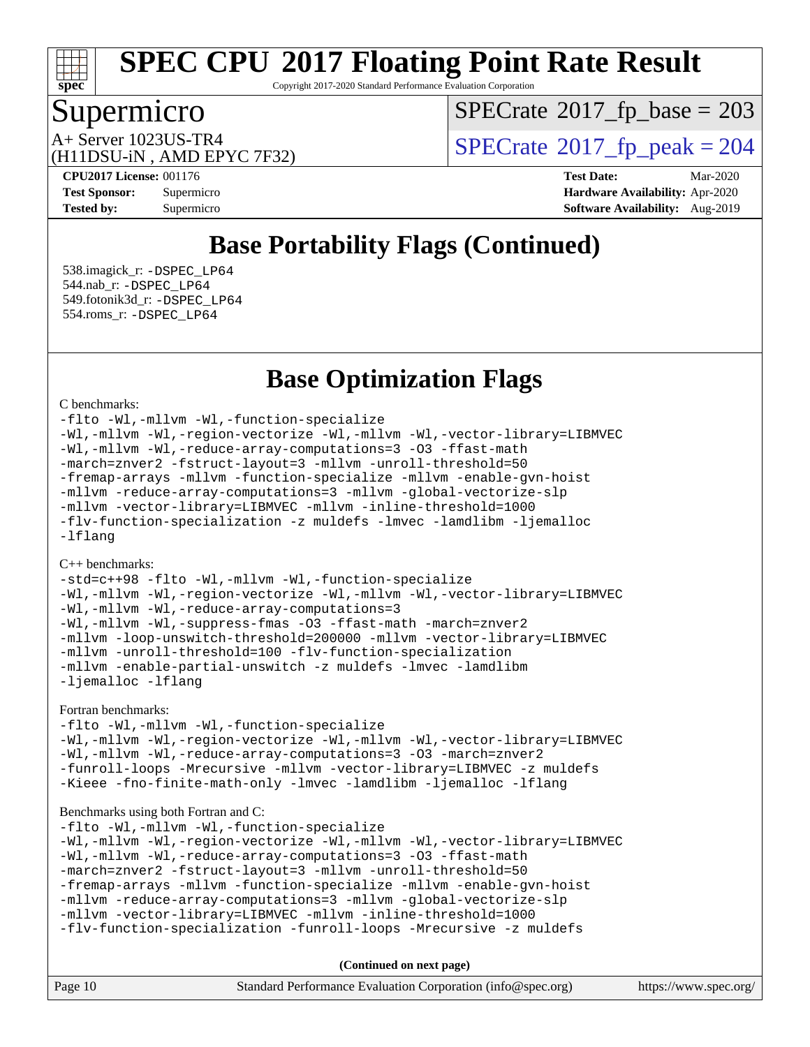# SPEC CPU 2017 Floating Point Rate Result

Copyright 2017-2020 Standard Performance Evaluation Corporation

## Supermicro

A+ Server 1023US-TR4
(H11DSU-iN , AMD EPYC 7F32)

SPECrate 2017_fp_base = 203

SPECrate 2017_fp_peak = 204

**CPU2017 License:** 001176
**Test Sponsor:** Supermicro
**Tested by:** Supermicro

**Test Date:** Mar-2020
**Hardware Availability:** Apr-2020
**Software Availability:** Aug-2019

## Base Portability Flags (Continued)

538.imagick_r: -DSPEC_LP64
544.nab_r: -DSPEC_LP64
549.fotonik3d_r: -DSPEC_LP64
554.roms_r: -DSPEC_LP64

## Base Optimization Flags

C benchmarks:

```
-flto -Wl,-mllvm -Wl,-function-specialize
-Wl,-mllvm -Wl,-region-vectorize -Wl,-mllvm -Wl,-vector-library=LIBMVEC
-Wl,-mllvm -Wl,-reduce-array-computations=3 -O3 -ffast-math
-march=znver2 -fstruct-layout=3 -mllvm -unroll-threshold=50
-fremap-arrays -mllvm -function-specialize -mllvm -enable-gvn-hoist
-mllvm -reduce-array-computations=3 -mllvm -global-vectorize-slp
-mllvm -vector-library=LIBMVEC -mllvm -inline-threshold=1000
-flv-function-specialization -z muldefs -lmvec -lamdlibm -ljemalloc
-lflang
```

C++ benchmarks:

```
-std=c++98 -flto -Wl,-mllvm -Wl,-function-specialize
-Wl,-mllvm -Wl,-region-vectorize -Wl,-mllvm -Wl,-vector-library=LIBMVEC
-Wl,-mllvm -Wl,-reduce-array-computations=3
-Wl,-mllvm -Wl,-suppress-fmas -O3 -ffast-math -march=znver2
-mllvm -loop-unswitch-threshold=200000 -mllvm -vector-library=LIBMVEC
-mllvm -unroll-threshold=100 -flv-function-specialization
-mllvm -enable-partial-unswitch -z muldefs -lmvec -lamdlibm
-ljemalloc -lflang
```

Fortran benchmarks:

```
-flto -Wl,-mllvm -Wl,-function-specialize
-Wl,-mllvm -Wl,-region-vectorize -Wl,-mllvm -Wl,-vector-library=LIBMVEC
-Wl,-mllvm -Wl,-reduce-array-computations=3 -O3 -march=znver2
-funroll-loops -Mrecursive -mllvm -vector-library=LIBMVEC -z muldefs
-Kieee -fno-finite-math-only -lmvec -lamdlibm -ljemalloc -lflang
```

Benchmarks using both Fortran and C:

```
-flto -Wl,-mllvm -Wl,-function-specialize
-Wl,-mllvm -Wl,-region-vectorize -Wl,-mllvm -Wl,-vector-library=LIBMVEC
-Wl,-mllvm -Wl,-reduce-array-computations=3 -O3 -ffast-math
-march=znver2 -fstruct-layout=3 -mllvm -unroll-threshold=50
-fremap-arrays -mllvm -function-specialize -mllvm -enable-gvn-hoist
-mllvm -reduce-array-computations=3 -mllvm -global-vectorize-slp
-mllvm -vector-library=LIBMVEC -mllvm -inline-threshold=1000
-flv-function-specialization -funroll-loops -Mrecursive -z muldefs
```

**(Continued on next page)**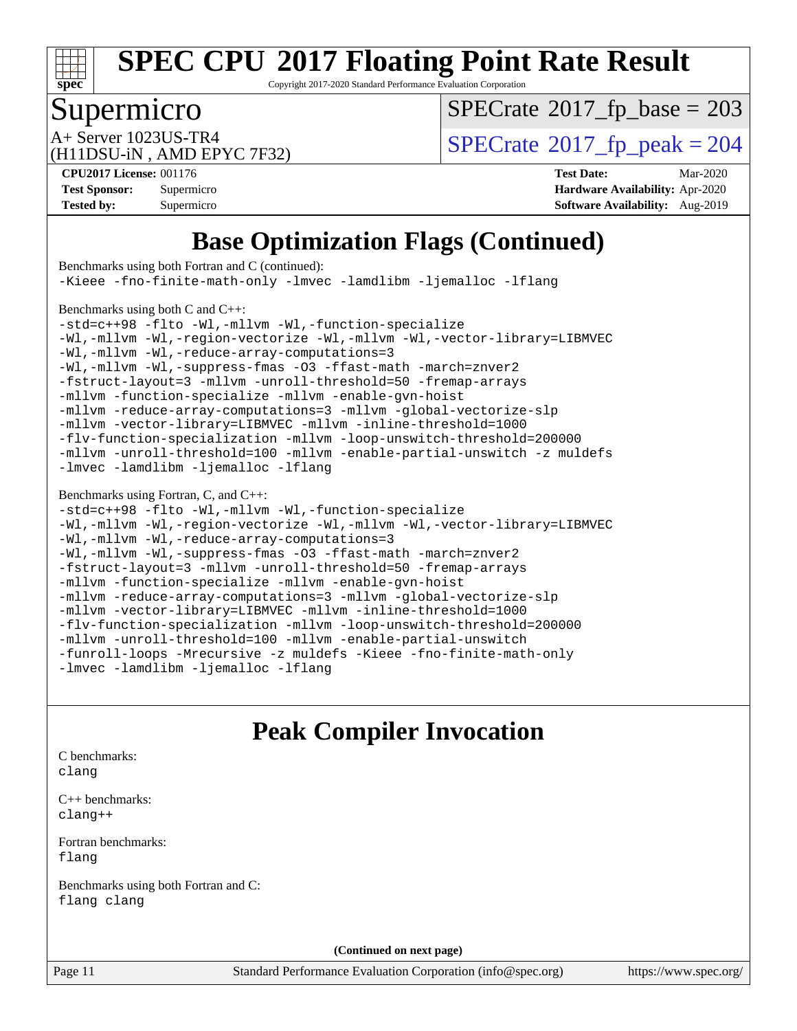# SPEC CPU 2017 Floating Point Rate Result

Copyright 2017-2020 Standard Performance Evaluation Corporation

## Supermicro

A+ Server 1023US-TR4
(H11DSU-iN , AMD EPYC 7F32)

SPECrate 2017_fp_base = 203

SPECrate 2017_fp_peak = 204

**CPU2017 License:** 001176
**Test Sponsor:** Supermicro
**Tested by:** Supermicro

**Test Date:** Mar-2020
**Hardware Availability:** Apr-2020
**Software Availability:** Aug-2019

## Base Optimization Flags (Continued)

Benchmarks using both Fortran and C (continued):

```
-Kieee -fno-finite-math-only -lmvec -lamdlibm -ljemalloc -lflang
```

Benchmarks using both C and C++:

```
-std=c++98 -flto -Wl,-mllvm -Wl,-function-specialize
-Wl,-mllvm -Wl,-region-vectorize -Wl,-mllvm -Wl,-vector-library=LIBMVEC
-Wl,-mllvm -Wl,-reduce-array-computations=3
-Wl,-mllvm -Wl,-suppress-fmas -O3 -ffast-math -march=znver2
-fstruct-layout=3 -mllvm -unroll-threshold=50 -fremap-arrays
-mllvm -function-specialize -mllvm -enable-gvn-hoist
-mllvm -reduce-array-computations=3 -mllvm -global-vectorize-slp
-mllvm -vector-library=LIBMVEC -mllvm -inline-threshold=1000
-flv-function-specialization -mllvm -loop-unswitch-threshold=200000
-mllvm -unroll-threshold=100 -mllvm -enable-partial-unswitch -z muldefs
-lmvec -lamdlibm -ljemalloc -lflang
```

Benchmarks using Fortran, C, and C++:

```
-std=c++98 -flto -Wl,-mllvm -Wl,-function-specialize
-Wl,-mllvm -Wl,-region-vectorize -Wl,-mllvm -Wl,-vector-library=LIBMVEC
-Wl,-mllvm -Wl,-reduce-array-computations=3
-Wl,-mllvm -Wl,-suppress-fmas -O3 -ffast-math -march=znver2
-fstruct-layout=3 -mllvm -unroll-threshold=50 -fremap-arrays
-mllvm -function-specialize -mllvm -enable-gvn-hoist
-mllvm -reduce-array-computations=3 -mllvm -global-vectorize-slp
-mllvm -vector-library=LIBMVEC -mllvm -inline-threshold=1000
-flv-function-specialization -mllvm -loop-unswitch-threshold=200000
-mllvm -unroll-threshold=100 -mllvm -enable-partial-unswitch
-funroll-loops -Mrecursive -z muldefs -Kieee -fno-finite-math-only
-lmvec -lamdlibm -ljemalloc -lflang
```

## Peak Compiler Invocation

C benchmarks:

```
clang
```

C++ benchmarks:

```
clang++
```

Fortran benchmarks:

```
flang
```

Benchmarks using both Fortran and C:

```
flang clang
```

**(Continued on next page)**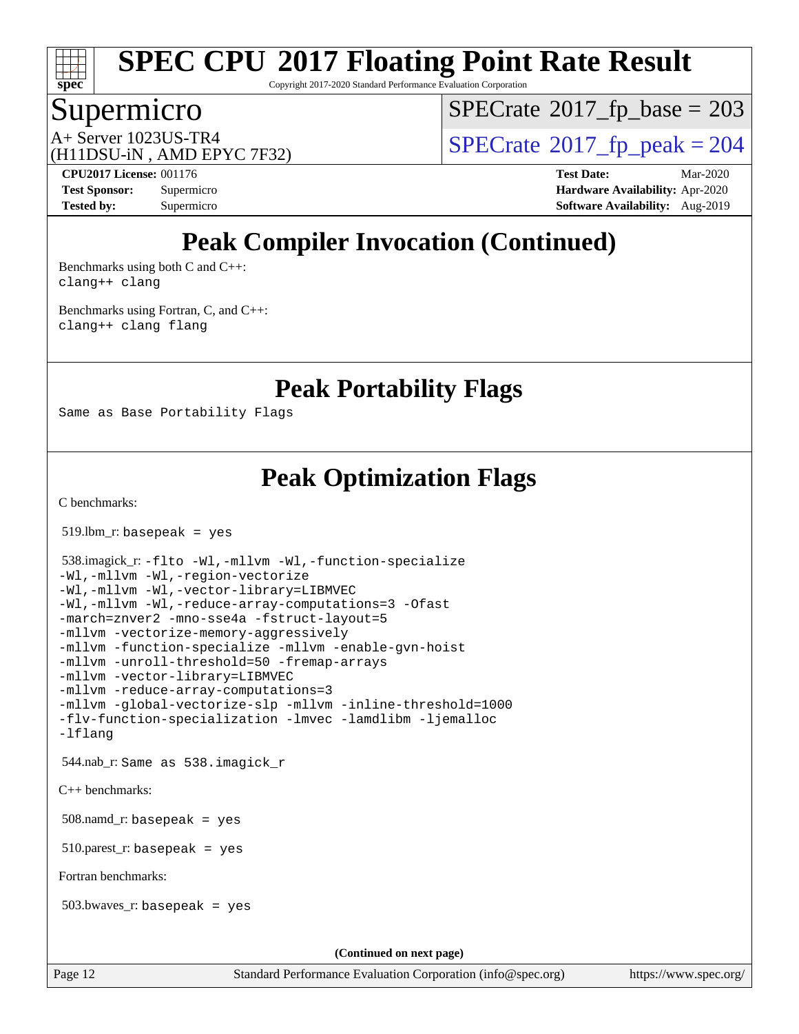# SPEC CPU 2017 Floating Point Rate Result

Copyright 2017-2020 Standard Performance Evaluation Corporation

## Supermicro

A+ Server 1023US-TR4
(H11DSU-iN , AMD EPYC 7F32)

SPECrate 2017_fp_base = 203

SPECrate 2017_fp_peak = 204

**CPU2017 License:** 001176
**Test Sponsor:** Supermicro
**Tested by:** Supermicro

**Test Date:** Mar-2020
**Hardware Availability:** Apr-2020
**Software Availability:** Aug-2019

## Peak Compiler Invocation (Continued)

Benchmarks using both C and C++:
```
clang++ clang
```

Benchmarks using Fortran, C, and C++:
```
clang++ clang flang
```

## Peak Portability Flags

Same as Base Portability Flags

## Peak Optimization Flags

C benchmarks:

519.lbm_r: basepeak = yes

538.imagick_r:
```
-flto -Wl,-mllvm -Wl,-function-specialize
-Wl,-mllvm -Wl,-region-vectorize
-Wl,-mllvm -Wl,-vector-library=LIBMVEC
-Wl,-mllvm -Wl,-reduce-array-computations=3 -Ofast
-march=znver2 -mno-sse4a -fstruct-layout=5
-mllvm -vectorize-memory-aggressively
-mllvm -function-specialize -mllvm -enable-gvn-hoist
-mllvm -unroll-threshold=50 -fremap-arrays
-mllvm -vector-library=LIBMVEC
-mllvm -reduce-array-computations=3
-mllvm -global-vectorize-slp -mllvm -inline-threshold=1000
-flv-function-specialization -lmvec -lamdlibm -ljemalloc
-lflang
```

544.nab_r: Same as 538.imagick_r

C++ benchmarks:

508.namd_r: basepeak = yes

510.parest_r: basepeak = yes

Fortran benchmarks:

503.bwaves_r: basepeak = yes

(Continued on next page)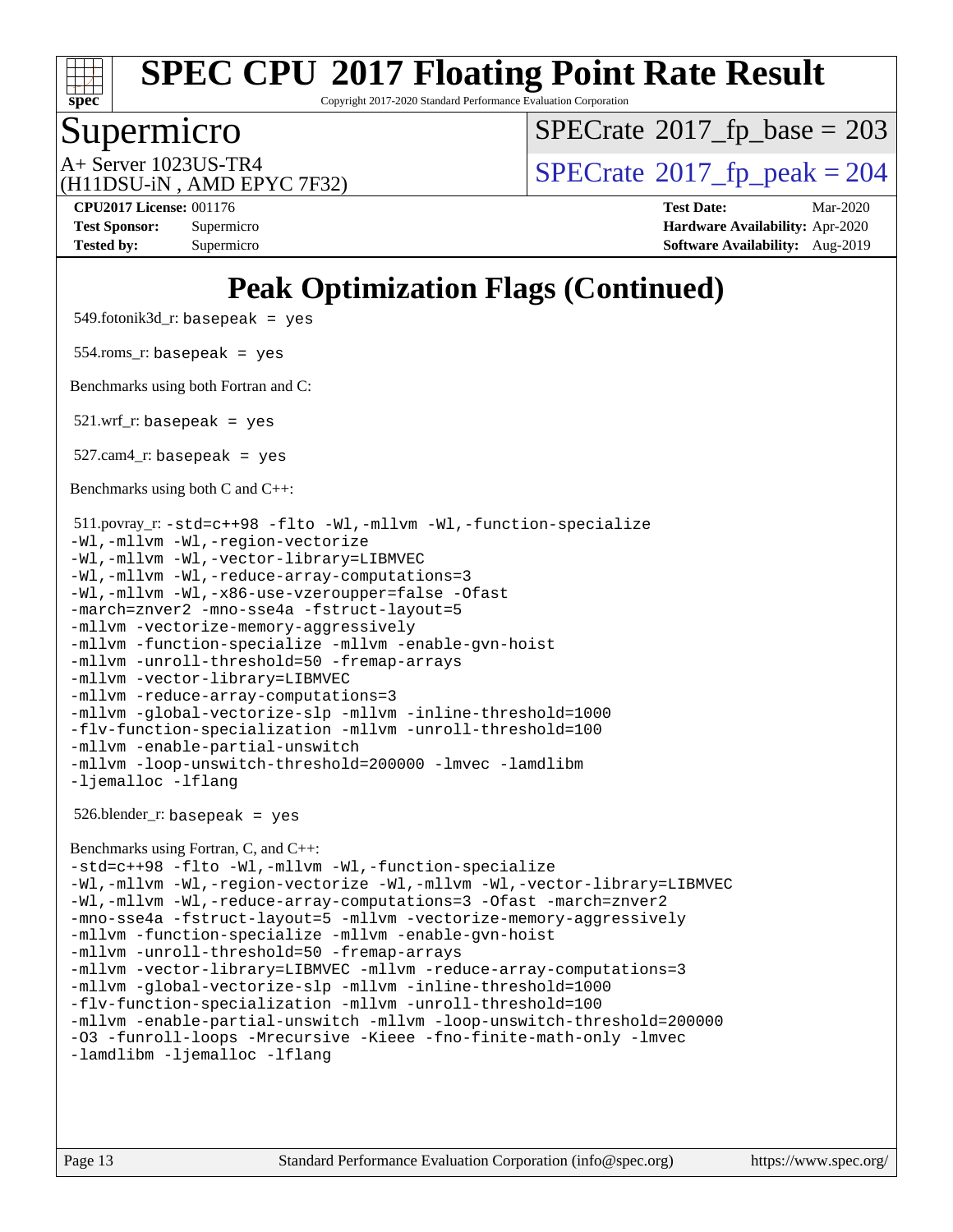# Peak Optimization Flags (Continued)

549.fotonik3d_r: basepeak = yes

554.roms_r: basepeak = yes

Benchmarks using both Fortran and C:

521.wrf_r: basepeak = yes

527.cam4_r: basepeak = yes

Benchmarks using both C and C++:

511.povray_r: -std=c++98 -flto -Wl,-mllvm -Wl,-function-specialize -Wl,-mllvm -Wl,-region-vectorize -Wl,-mllvm -Wl,-vector-library=LIBMVEC -Wl,-mllvm -Wl,-reduce-array-computations=3 -Wl,-mllvm -Wl,-x86-use-vzeroupper=false -Ofast -march=znver2 -mno-sse4a -fstruct-layout=5 -mllvm -vectorize-memory-aggressively -mllvm -function-specialize -mllvm -enable-gvn-hoist -mllvm -unroll-threshold=50 -fremap-arrays -mllvm -vector-library=LIBMVEC -mllvm -reduce-array-computations=3 -mllvm -global-vectorize-slp -mllvm -inline-threshold=1000 -flv-function-specialization -mllvm -unroll-threshold=100 -mllvm -enable-partial-unswitch -mllvm -loop-unswitch-threshold=200000 -lmvec -lamdlibm -ljemalloc -lflang

526.blender_r: basepeak = yes

Benchmarks using Fortran, C, and C++:

-std=c++98 -flto -Wl,-mllvm -Wl,-function-specialize -Wl,-mllvm -Wl,-region-vectorize -Wl,-mllvm -Wl,-vector-library=LIBMVEC -Wl,-mllvm -Wl,-reduce-array-computations=3 -Ofast -march=znver2 -mno-sse4a -fstruct-layout=5 -mllvm -vectorize-memory-aggressively -mllvm -function-specialize -mllvm -enable-gvn-hoist -mllvm -unroll-threshold=50 -fremap-arrays -mllvm -vector-library=LIBMVEC -mllvm -reduce-array-computations=3 -mllvm -global-vectorize-slp -mllvm -inline-threshold=1000 -flv-function-specialization -mllvm -unroll-threshold=100 -mllvm -enable-partial-unswitch -mllvm -loop-unswitch-threshold=200000 -O3 -funroll-loops -Mrecursive -Kieee -fno-finite-math-only -lmvec -lamdlibm -ljemalloc -lflang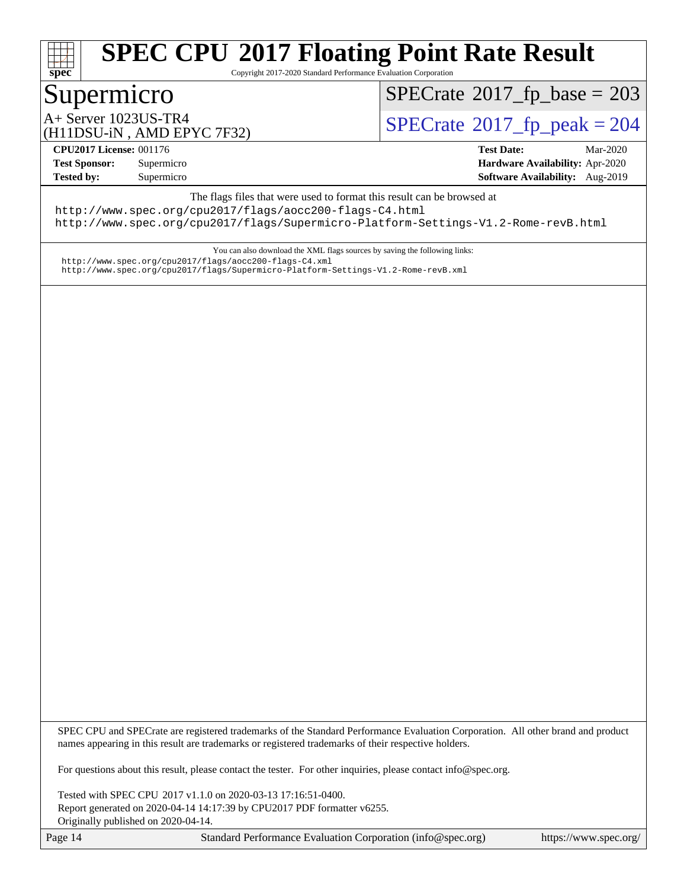The flags files that were used to format this result can be browsed at

http://www.spec.org/cpu2017/flags/aocc200-flags-C4.html
http://www.spec.org/cpu2017/flags/Supermicro-Platform-Settings-V1.2-Rome-revB.html

You can also download the XML flags sources by saving the following links:

http://www.spec.org/cpu2017/flags/aocc200-flags-C4.xml
http://www.spec.org/cpu2017/flags/Supermicro-Platform-Settings-V1.2-Rome-revB.xml

SPEC CPU and SPECrate are registered trademarks of the Standard Performance Evaluation Corporation. All other brand and product names appearing in this result are trademarks or registered trademarks of their respective holders.

For questions about this result, please contact the tester. For other inquiries, please contact info@spec.org.

Tested with SPEC CPU 2017 v1.1.0 on 2020-03-13 17:16:51-0400.
Report generated on 2020-04-14 14:17:39 by CPU2017 PDF formatter v6255.
Originally published on 2020-04-14.